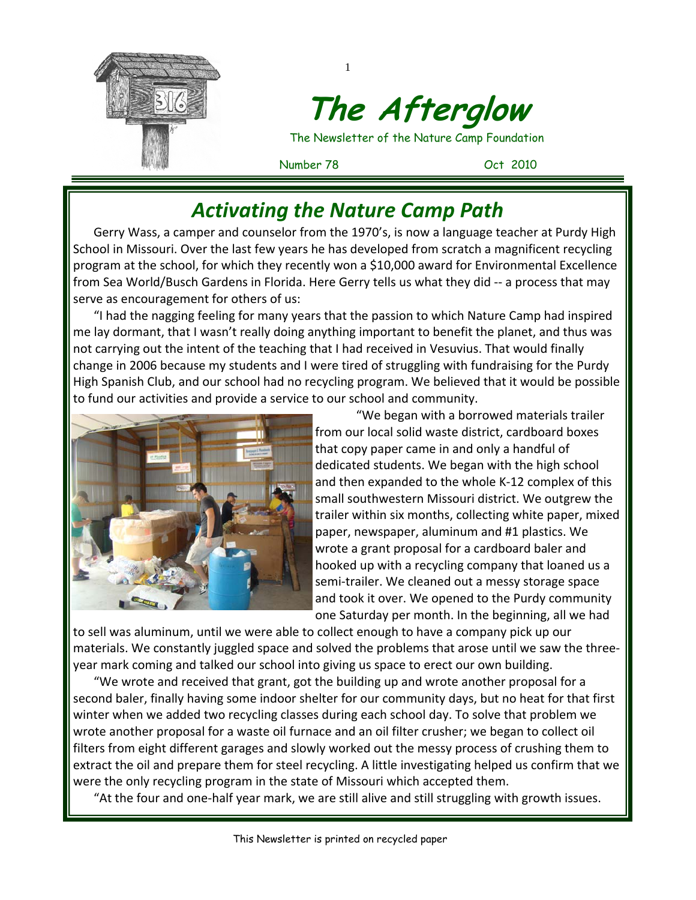# The Afterglow

The Newsletter of the Nature Camp Foundation

Number 78 Oct 2010

## Activating the Nature Camp Path

Gerry Wass, a camper and counselor from the 1970's, is now a language teacher at Purdy High School in Missouri. Over the last few years he has developed from scratch a magnificent recycling program at the school, for which they recently won a $10,000 award for Environmental Excellence from Sea World/Busch Gardens in Florida. Here Gerry tells us what they did -- a process that may serve as encouragement for others of us:

"I had the nagging feeling for many years that the passion to which Nature Camp had inspired me lay dormant, that I wasn't really doing anything important to benefit the planet, and thus was not carrying out the intent of the teaching that I had received in Vesuvius. That would finally change in 2006 because my students and I were tired of struggling with fundraising for the Purdy High Spanish Club, and our school had no recycling program. We believed that it would be possible to fund our activities and provide a service to our school and community.

"We began with a borrowed materials trailer from our local solid waste district, cardboard boxes that copy paper came in and only a handful of dedicated students. We began with the high school and then expanded to the whole K-12 complex of this small southwestern Missouri district. We outgrew the trailer within six months, collecting white paper, mixed paper, newspaper, aluminum and #1 plastics. We wrote a grant proposal for a cardboard baler and hooked up with a recycling company that loaned us a semi-trailer. We cleaned out a messy storage space and took it over. We opened to the Purdy community one Saturday per month. In the beginning, all we had to sell was aluminum, until we were able to collect enough to have a company pick up our materials. We constantly juggled space and solved the problems that arose until we saw the three-year mark coming and talked our school into giving us space to erect our own building.

"We wrote and received that grant, got the building up and wrote another proposal for a second baler, finally having some indoor shelter for our community days, but no heat for that first winter when we added two recycling classes during each school day. To solve that problem we wrote another proposal for a waste oil furnace and an oil filter crusher; we began to collect oil filters from eight different garages and slowly worked out the messy process of crushing them to extract the oil and prepare them for steel recycling. A little investigating helped us confirm that we were the only recycling program in the state of Missouri which accepted them.

"At the four and one-half year mark, we are still alive and still struggling with growth issues.

This Newsletter is printed on recycled paper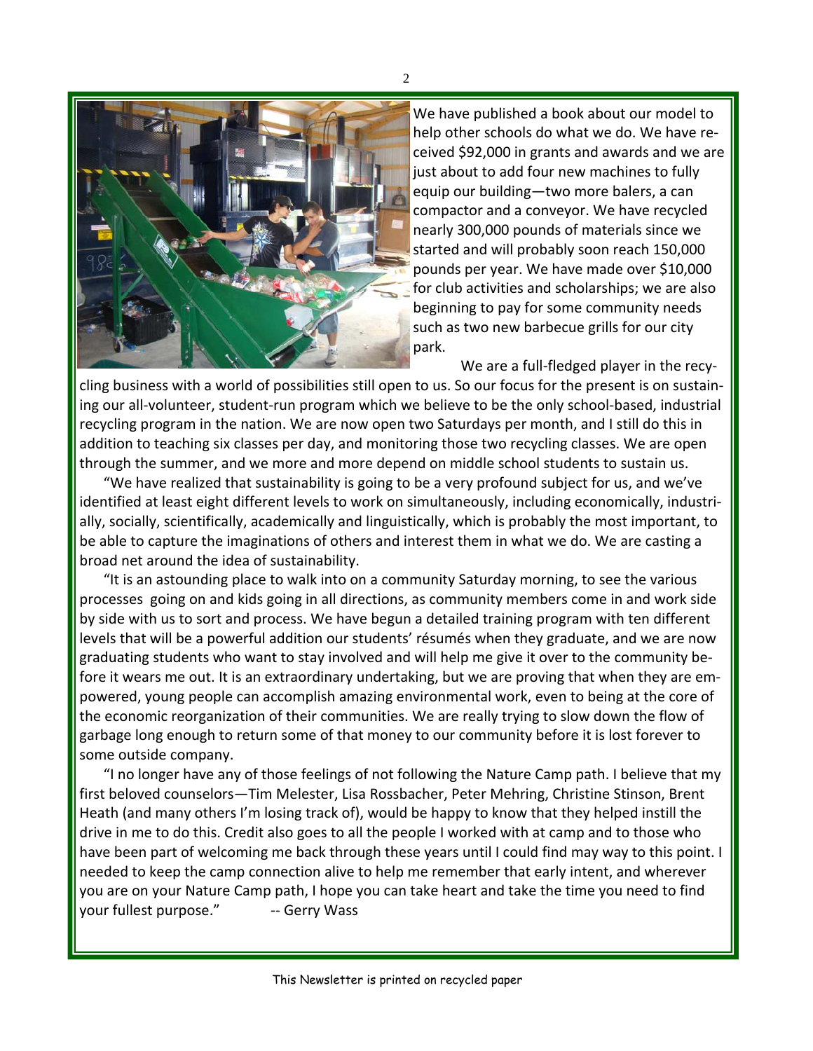We have published a book about our model to help other schools do what we do. We have received $92,000 in grants and awards and we are just about to add four new machines to fully equip our building—two more balers, a can compactor and a conveyor. We have recycled nearly 300,000 pounds of materials since we started and will probably soon reach 150,000 pounds per year. We have made over $10,000 for club activities and scholarships; we are also beginning to pay for some community needs such as two new barbecue grills for our city park.

We are a full-fledged player in the recycling business with a world of possibilities still open to us. So our focus for the present is on sustaining our all-volunteer, student-run program which we believe to be the only school-based, industrial recycling program in the nation. We are now open two Saturdays per month, and I still do this in addition to teaching six classes per day, and monitoring those two recycling classes. We are open through the summer, and we more and more depend on middle school students to sustain us.

"We have realized that sustainability is going to be a very profound subject for us, and we've identified at least eight different levels to work on simultaneously, including economically, industrially, socially, scientifically, academically and linguistically, which is probably the most important, to be able to capture the imaginations of others and interest them in what we do. We are casting a broad net around the idea of sustainability.

"It is an astounding place to walk into on a community Saturday morning, to see the various processes going on and kids going in all directions, as community members come in and work side by side with us to sort and process. We have begun a detailed training program with ten different levels that will be a powerful addition our students' résumés when they graduate, and we are now graduating students who want to stay involved and will help me give it over to the community before it wears me out. It is an extraordinary undertaking, but we are proving that when they are empowered, young people can accomplish amazing environmental work, even to being at the core of the economic reorganization of their communities. We are really trying to slow down the flow of garbage long enough to return some of that money to our community before it is lost forever to some outside company.

"I no longer have any of those feelings of not following the Nature Camp path. I believe that my first beloved counselors—Tim Melester, Lisa Rossbacher, Peter Mehring, Christine Stinson, Brent Heath (and many others I'm losing track of), would be happy to know that they helped instill the drive in me to do this. Credit also goes to all the people I worked with at camp and to those who have been part of welcoming me back through these years until I could find may way to this point. I needed to keep the camp connection alive to help me remember that early intent, and wherever you are on your Nature Camp path, I hope you can take heart and take the time you need to find your fullest purpose." -- Gerry Wass

This Newsletter is printed on recycled paper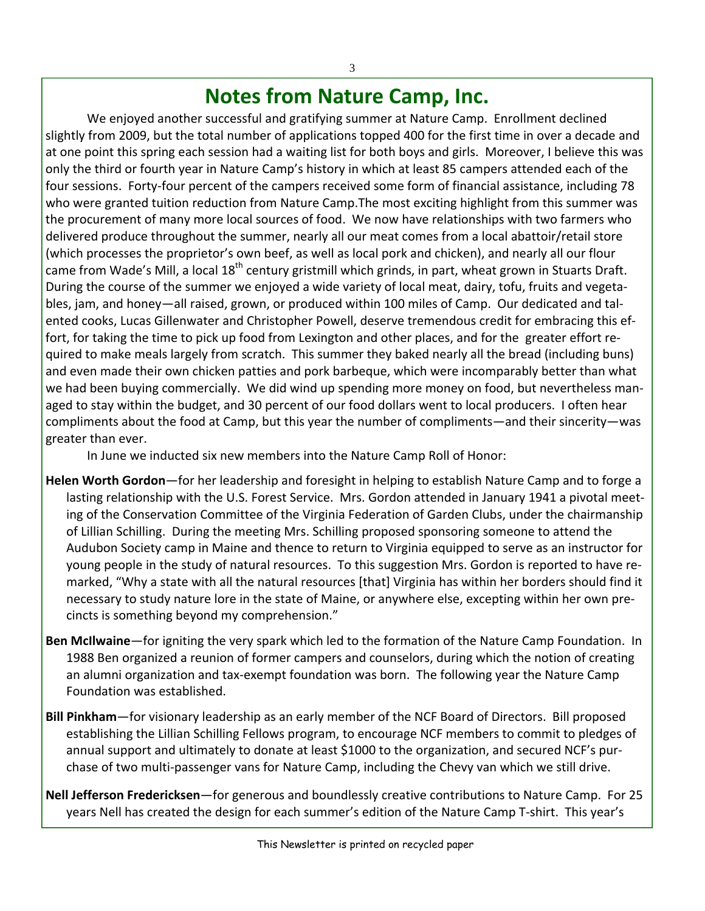## Notes from Nature Camp, Inc.

We enjoyed another successful and gratifying summer at Nature Camp. Enrollment declined slightly from 2009, but the total number of applications topped 400 for the first time in over a decade and at one point this spring each session had a waiting list for both boys and girls. Moreover, I believe this was only the third or fourth year in Nature Camp's history in which at least 85 campers attended each of the four sessions. Forty-four percent of the campers received some form of financial assistance, including 78 who were granted tuition reduction from Nature Camp.The most exciting highlight from this summer was the procurement of many more local sources of food. We now have relationships with two farmers who delivered produce throughout the summer, nearly all our meat comes from a local abattoir/retail store (which processes the proprietor's own beef, as well as local pork and chicken), and nearly all our flour came from Wade's Mill, a local 18th century gristmill which grinds, in part, wheat grown in Stuarts Draft. During the course of the summer we enjoyed a wide variety of local meat, dairy, tofu, fruits and vegetables, jam, and honey—all raised, grown, or produced within 100 miles of Camp. Our dedicated and talented cooks, Lucas Gillenwater and Christopher Powell, deserve tremendous credit for embracing this effort, for taking the time to pick up food from Lexington and other places, and for the greater effort required to make meals largely from scratch. This summer they baked nearly all the bread (including buns) and even made their own chicken patties and pork barbeque, which were incomparably better than what we had been buying commercially. We did wind up spending more money on food, but nevertheless managed to stay within the budget, and 30 percent of our food dollars went to local producers. I often hear compliments about the food at Camp, but this year the number of compliments—and their sincerity—was greater than ever.

In June we inducted six new members into the Nature Camp Roll of Honor:

**Helen Worth Gordon**—for her leadership and foresight in helping to establish Nature Camp and to forge a lasting relationship with the U.S. Forest Service. Mrs. Gordon attended in January 1941 a pivotal meeting of the Conservation Committee of the Virginia Federation of Garden Clubs, under the chairmanship of Lillian Schilling. During the meeting Mrs. Schilling proposed sponsoring someone to attend the Audubon Society camp in Maine and thence to return to Virginia equipped to serve as an instructor for young people in the study of natural resources. To this suggestion Mrs. Gordon is reported to have remarked, "Why a state with all the natural resources [that] Virginia has within her borders should find it necessary to study nature lore in the state of Maine, or anywhere else, excepting within her own precincts is something beyond my comprehension."

**Ben McIlwaine**—for igniting the very spark which led to the formation of the Nature Camp Foundation. In 1988 Ben organized a reunion of former campers and counselors, during which the notion of creating an alumni organization and tax-exempt foundation was born. The following year the Nature Camp Foundation was established.

**Bill Pinkham**—for visionary leadership as an early member of the NCF Board of Directors. Bill proposed establishing the Lillian Schilling Fellows program, to encourage NCF members to commit to pledges of annual support and ultimately to donate at least $1000 to the organization, and secured NCF's purchase of two multi-passenger vans for Nature Camp, including the Chevy van which we still drive.

**Nell Jefferson Fredericksen**—for generous and boundlessly creative contributions to Nature Camp. For 25 years Nell has created the design for each summer's edition of the Nature Camp T-shirt. This year's

This Newsletter is printed on recycled paper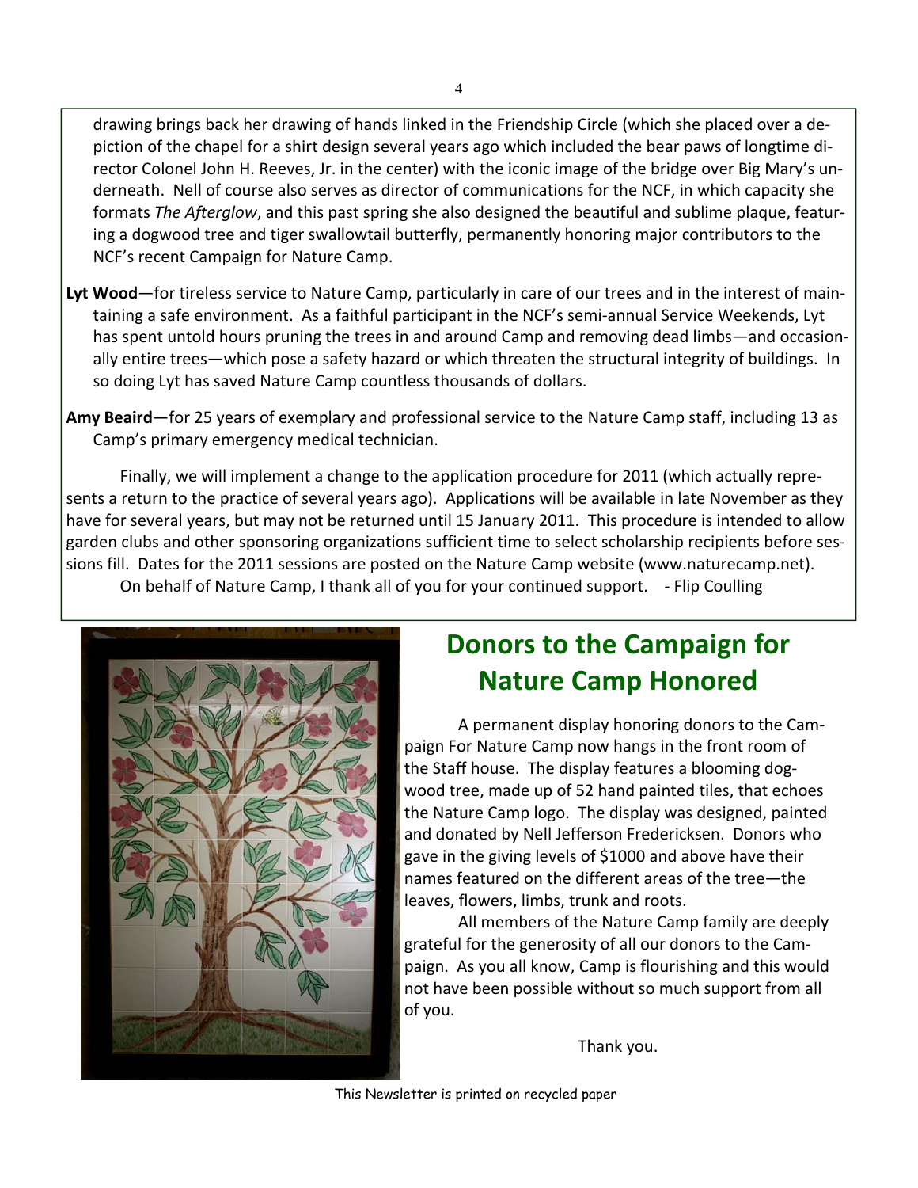drawing brings back her drawing of hands linked in the Friendship Circle (which she placed over a depiction of the chapel for a shirt design several years ago which included the bear paws of longtime director Colonel John H. Reeves, Jr. in the center) with the iconic image of the bridge over Big Mary's underneath. Nell of course also serves as director of communications for the NCF, in which capacity she formats *The Afterglow*, and this past spring she also designed the beautiful and sublime plaque, featuring a dogwood tree and tiger swallowtail butterfly, permanently honoring major contributors to the NCF's recent Campaign for Nature Camp.

**Lyt Wood**—for tireless service to Nature Camp, particularly in care of our trees and in the interest of maintaining a safe environment. As a faithful participant in the NCF's semi-annual Service Weekends, Lyt has spent untold hours pruning the trees in and around Camp and removing dead limbs—and occasionally entire trees—which pose a safety hazard or which threaten the structural integrity of buildings. In so doing Lyt has saved Nature Camp countless thousands of dollars.

**Amy Beaird**—for 25 years of exemplary and professional service to the Nature Camp staff, including 13 as Camp's primary emergency medical technician.

Finally, we will implement a change to the application procedure for 2011 (which actually represents a return to the practice of several years ago). Applications will be available in late November as they have for several years, but may not be returned until 15 January 2011. This procedure is intended to allow garden clubs and other sponsoring organizations sufficient time to select scholarship recipients before sessions fill. Dates for the 2011 sessions are posted on the Nature Camp website (www.naturecamp.net).

On behalf of Nature Camp, I thank all of you for your continued support. - Flip Coulling

## Donors to the Campaign for Nature Camp Honored

A permanent display honoring donors to the Campaign For Nature Camp now hangs in the front room of the Staff house. The display features a blooming dogwood tree, made up of 52 hand painted tiles, that echoes the Nature Camp logo. The display was designed, painted and donated by Nell Jefferson Fredericksen. Donors who gave in the giving levels of $1000 and above have their names featured on the different areas of the tree—the leaves, flowers, limbs, trunk and roots.

All members of the Nature Camp family are deeply grateful for the generosity of all our donors to the Campaign. As you all know, Camp is flourishing and this would not have been possible without so much support from all of you.

Thank you.

This Newsletter is printed on recycled paper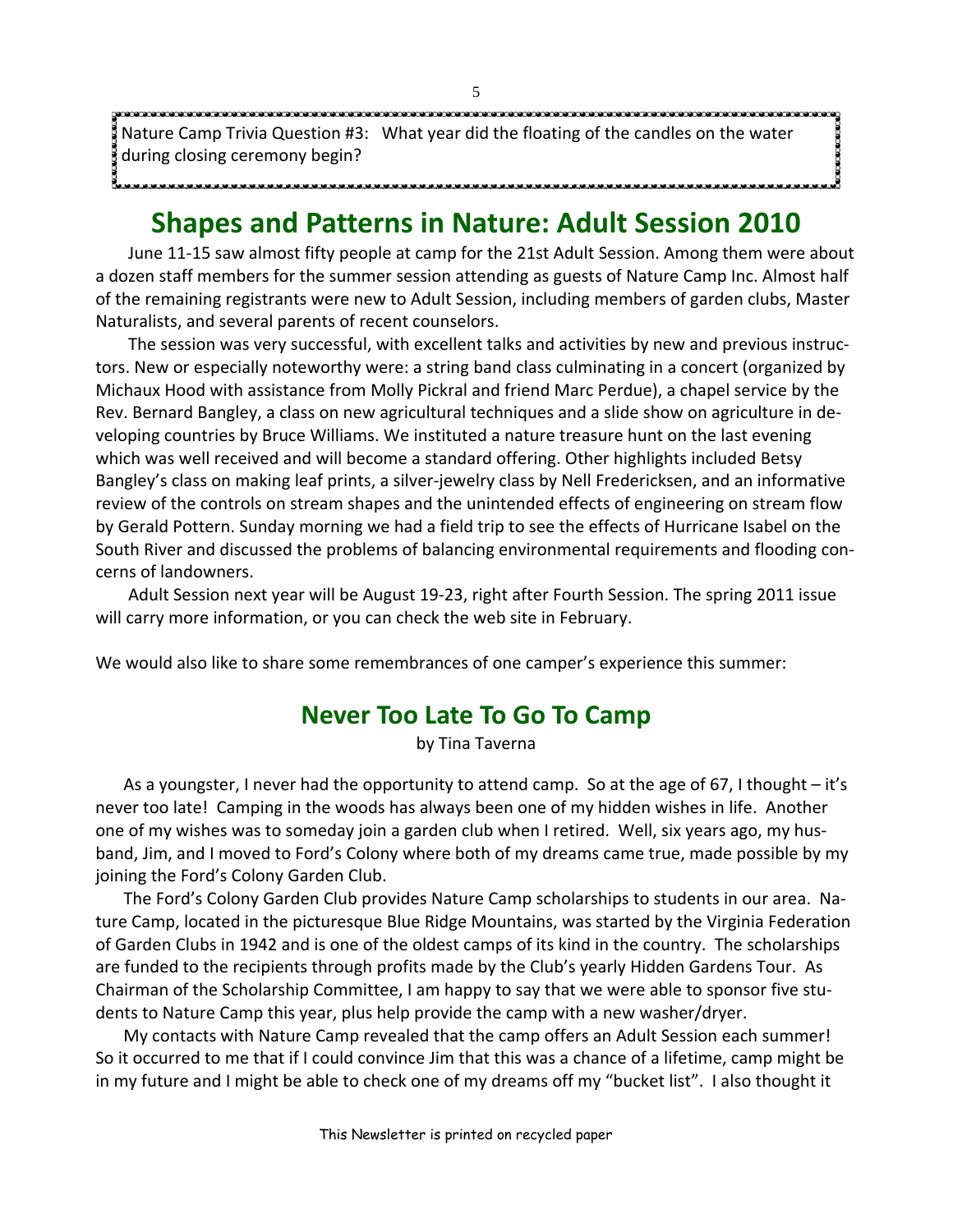Nature Camp Trivia Question #3: What year did the floating of the candles on the water during closing ceremony begin?

## Shapes and Patterns in Nature: Adult Session 2010

June 11-15 saw almost fifty people at camp for the 21st Adult Session. Among them were about a dozen staff members for the summer session attending as guests of Nature Camp Inc. Almost half of the remaining registrants were new to Adult Session, including members of garden clubs, Master Naturalists, and several parents of recent counselors.

The session was very successful, with excellent talks and activities by new and previous instructors. New or especially noteworthy were: a string band class culminating in a concert (organized by Michaux Hood with assistance from Molly Pickral and friend Marc Perdue), a chapel service by the Rev. Bernard Bangley, a class on new agricultural techniques and a slide show on agriculture in developing countries by Bruce Williams. We instituted a nature treasure hunt on the last evening which was well received and will become a standard offering. Other highlights included Betsy Bangley's class on making leaf prints, a silver-jewelry class by Nell Fredericksen, and an informative review of the controls on stream shapes and the unintended effects of engineering on stream flow by Gerald Pottern. Sunday morning we had a field trip to see the effects of Hurricane Isabel on the South River and discussed the problems of balancing environmental requirements and flooding concerns of landowners.

Adult Session next year will be August 19-23, right after Fourth Session. The spring 2011 issue will carry more information, or you can check the web site in February.

We would also like to share some remembrances of one camper's experience this summer:

## Never Too Late To Go To Camp

by Tina Taverna

As a youngster, I never had the opportunity to attend camp. So at the age of 67, I thought – it's never too late! Camping in the woods has always been one of my hidden wishes in life. Another one of my wishes was to someday join a garden club when I retired. Well, six years ago, my husband, Jim, and I moved to Ford's Colony where both of my dreams came true, made possible by my joining the Ford's Colony Garden Club.

The Ford's Colony Garden Club provides Nature Camp scholarships to students in our area. Nature Camp, located in the picturesque Blue Ridge Mountains, was started by the Virginia Federation of Garden Clubs in 1942 and is one of the oldest camps of its kind in the country. The scholarships are funded to the recipients through profits made by the Club's yearly Hidden Gardens Tour. As Chairman of the Scholarship Committee, I am happy to say that we were able to sponsor five students to Nature Camp this year, plus help provide the camp with a new washer/dryer.

My contacts with Nature Camp revealed that the camp offers an Adult Session each summer! So it occurred to me that if I could convince Jim that this was a chance of a lifetime, camp might be in my future and I might be able to check one of my dreams off my "bucket list". I also thought it

This Newsletter is printed on recycled paper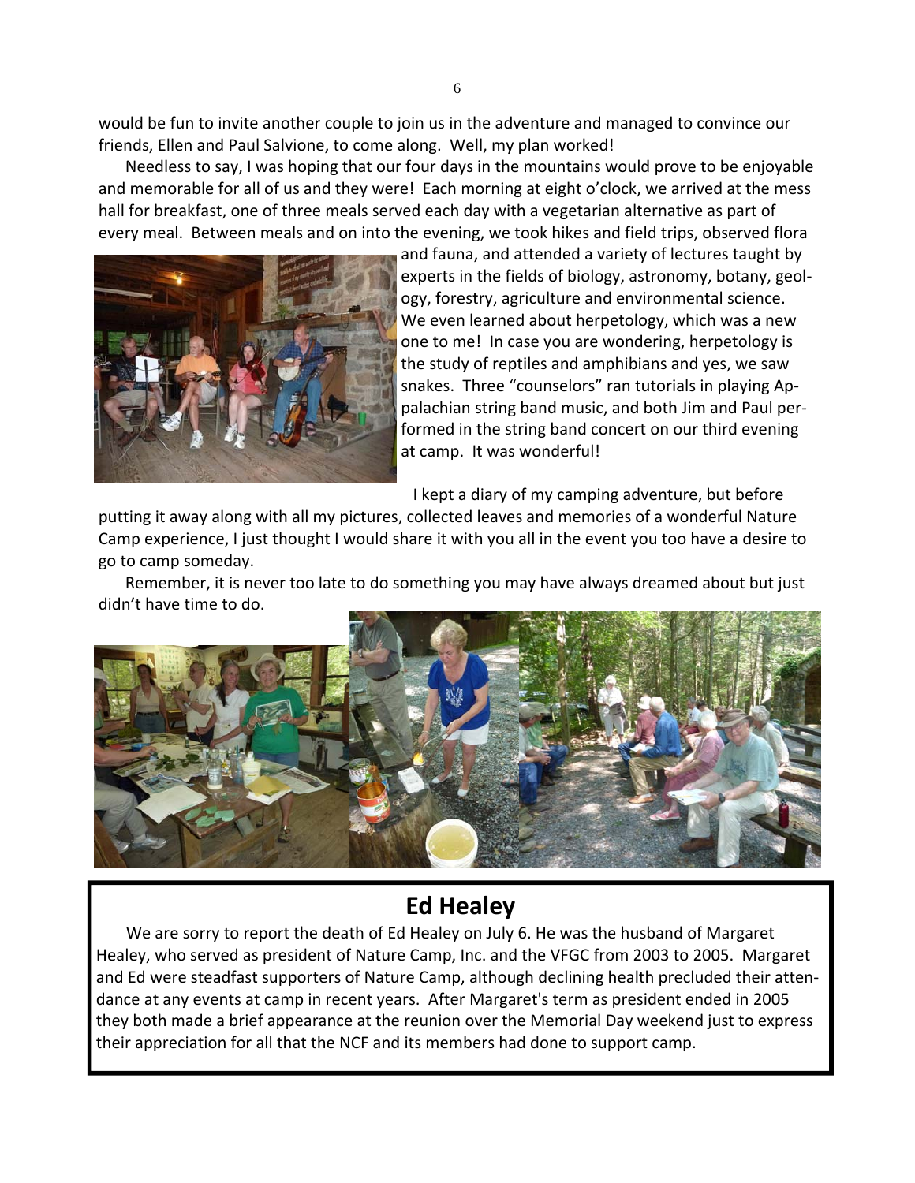would be fun to invite another couple to join us in the adventure and managed to convince our friends, Ellen and Paul Salvione, to come along. Well, my plan worked!

Needless to say, I was hoping that our four days in the mountains would prove to be enjoyable and memorable for all of us and they were! Each morning at eight o'clock, we arrived at the mess hall for breakfast, one of three meals served each day with a vegetarian alternative as part of every meal. Between meals and on into the evening, we took hikes and field trips, observed flora and fauna, and attended a variety of lectures taught by experts in the fields of biology, astronomy, botany, geology, forestry, agriculture and environmental science. We even learned about herpetology, which was a new one to me! In case you are wondering, herpetology is the study of reptiles and amphibians and yes, we saw snakes. Three "counselors" ran tutorials in playing Appalachian string band music, and both Jim and Paul performed in the string band concert on our third evening at camp. It was wonderful!

I kept a diary of my camping adventure, but before putting it away along with all my pictures, collected leaves and memories of a wonderful Nature Camp experience, I just thought I would share it with you all in the event you too have a desire to go to camp someday.

Remember, it is never too late to do something you may have always dreamed about but just didn't have time to do.

## Ed Healey

We are sorry to report the death of Ed Healey on July 6. He was the husband of Margaret Healey, who served as president of Nature Camp, Inc. and the VFGC from 2003 to 2005. Margaret and Ed were steadfast supporters of Nature Camp, although declining health precluded their attendance at any events at camp in recent years. After Margaret's term as president ended in 2005 they both made a brief appearance at the reunion over the Memorial Day weekend just to express their appreciation for all that the NCF and its members had done to support camp.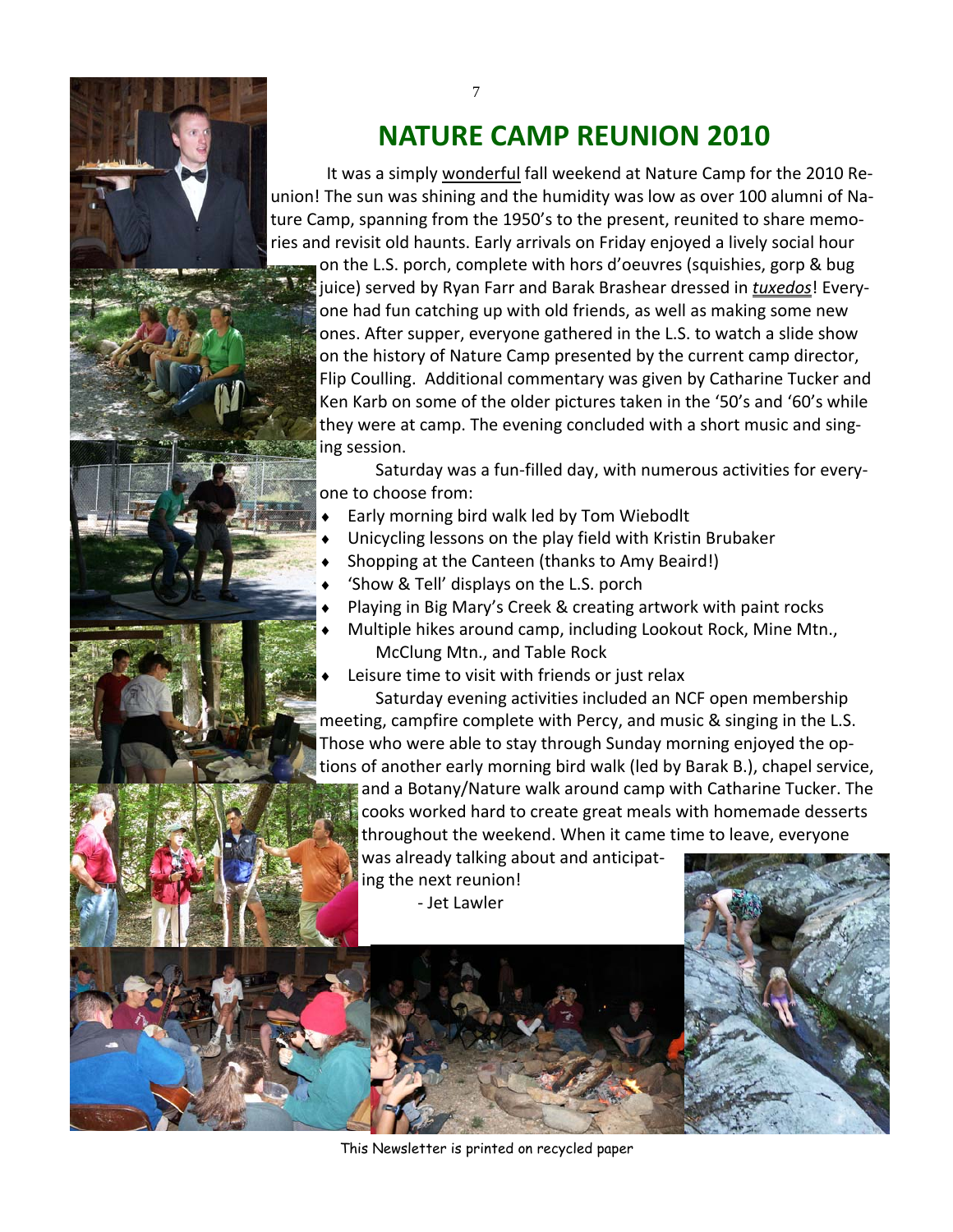# NATURE CAMP REUNION 2010

It was a simply wonderful fall weekend at Nature Camp for the 2010 Reunion! The sun was shining and the humidity was low as over 100 alumni of Nature Camp, spanning from the 1950's to the present, reunited to share memories and revisit old haunts. Early arrivals on Friday enjoyed a lively social hour on the L.S. porch, complete with hors d'oeuvres (squishies, gorp & bug juice) served by Ryan Farr and Barak Brashear dressed in ***tuxedos***! Everyone had fun catching up with old friends, as well as making some new ones. After supper, everyone gathered in the L.S. to watch a slide show on the history of Nature Camp presented by the current camp director, Flip Coulling. Additional commentary was given by Catharine Tucker and Ken Karb on some of the older pictures taken in the '50's and '60's while they were at camp. The evening concluded with a short music and singing session.

Saturday was a fun-filled day, with numerous activities for everyone to choose from:

- Early morning bird walk led by Tom Wiebodlt
- Unicycling lessons on the play field with Kristin Brubaker
- Shopping at the Canteen (thanks to Amy Beaird!)
- 'Show & Tell' displays on the L.S. porch
- Playing in Big Mary's Creek & creating artwork with paint rocks
- Multiple hikes around camp, including Lookout Rock, Mine Mtn., McClung Mtn., and Table Rock
- Leisure time to visit with friends or just relax

Saturday evening activities included an NCF open membership meeting, campfire complete with Percy, and music & singing in the L.S. Those who were able to stay through Sunday morning enjoyed the options of another early morning bird walk (led by Barak B.), chapel service, and a Botany/Nature walk around camp with Catharine Tucker. The cooks worked hard to create great meals with homemade desserts throughout the weekend. When it came time to leave, everyone was already talking about and anticipating the next reunion!

\- Jet Lawler

This Newsletter is printed on recycled paper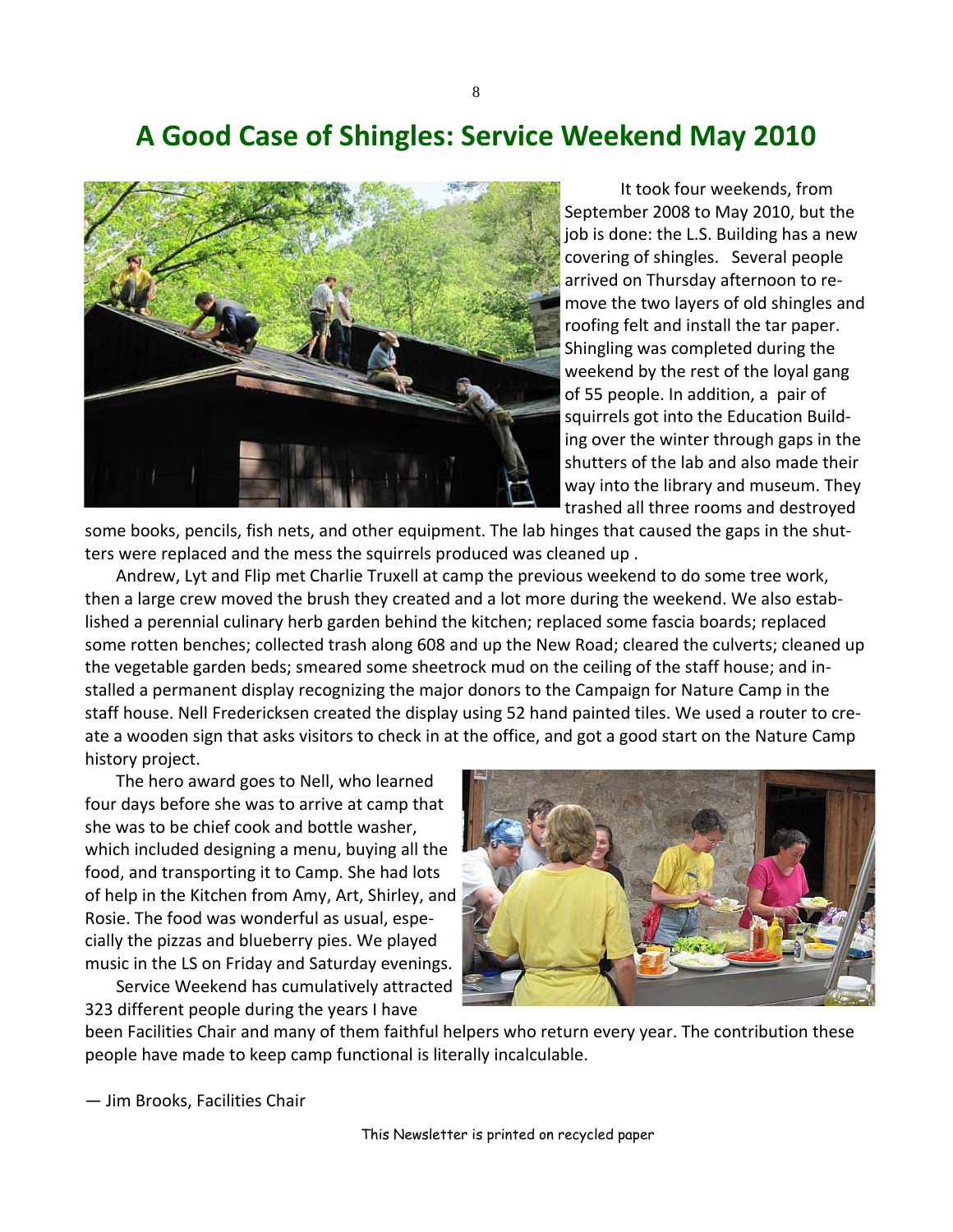# A Good Case of Shingles: Service Weekend May 2010

It took four weekends, from September 2008 to May 2010, but the job is done: the L.S. Building has a new covering of shingles. Several people arrived on Thursday afternoon to remove the two layers of old shingles and roofing felt and install the tar paper. Shingling was completed during the weekend by the rest of the loyal gang of 55 people. In addition, a pair of squirrels got into the Education Building over the winter through gaps in the shutters of the lab and also made their way into the library and museum. They trashed all three rooms and destroyed some books, pencils, fish nets, and other equipment. The lab hinges that caused the gaps in the shutters were replaced and the mess the squirrels produced was cleaned up .

Andrew, Lyt and Flip met Charlie Truxell at camp the previous weekend to do some tree work, then a large crew moved the brush they created and a lot more during the weekend. We also established a perennial culinary herb garden behind the kitchen; replaced some fascia boards; replaced some rotten benches; collected trash along 608 and up the New Road; cleared the culverts; cleaned up the vegetable garden beds; smeared some sheetrock mud on the ceiling of the staff house; and installed a permanent display recognizing the major donors to the Campaign for Nature Camp in the staff house. Nell Fredericksen created the display using 52 hand painted tiles. We used a router to create a wooden sign that asks visitors to check in at the office, and got a good start on the Nature Camp history project.

The hero award goes to Nell, who learned four days before she was to arrive at camp that she was to be chief cook and bottle washer, which included designing a menu, buying all the food, and transporting it to Camp. She had lots of help in the Kitchen from Amy, Art, Shirley, and Rosie. The food was wonderful as usual, especially the pizzas and blueberry pies. We played music in the LS on Friday and Saturday evenings.

Service Weekend has cumulatively attracted 323 different people during the years I have been Facilities Chair and many of them faithful helpers who return every year. The contribution these people have made to keep camp functional is literally incalculable.

— Jim Brooks, Facilities Chair

This Newsletter is printed on recycled paper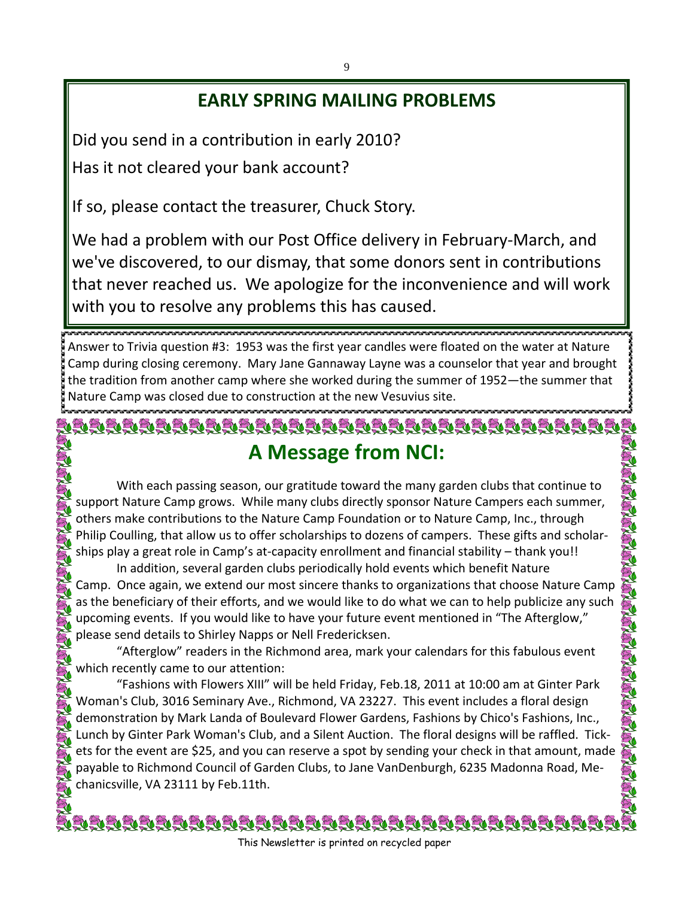## EARLY SPRING MAILING PROBLEMS

Did you send in a contribution in early 2010?

Has it not cleared your bank account?

If so, please contact the treasurer, Chuck Story.

We had a problem with our Post Office delivery in February-March, and we've discovered, to our dismay, that some donors sent in contributions that never reached us. We apologize for the inconvenience and will work with you to resolve any problems this has caused.

Answer to Trivia question #3: 1953 was the first year candles were floated on the water at Nature Camp during closing ceremony. Mary Jane Gannaway Layne was a counselor that year and brought the tradition from another camp where she worked during the summer of 1952—the summer that Nature Camp was closed due to construction at the new Vesuvius site.

## A Message from NCI:

With each passing season, our gratitude toward the many garden clubs that continue to support Nature Camp grows. While many clubs directly sponsor Nature Campers each summer, others make contributions to the Nature Camp Foundation or to Nature Camp, Inc., through Philip Coulling, that allow us to offer scholarships to dozens of campers. These gifts and scholarships play a great role in Camp's at-capacity enrollment and financial stability – thank you!!

In addition, several garden clubs periodically hold events which benefit Nature Camp. Once again, we extend our most sincere thanks to organizations that choose Nature Camp as the beneficiary of their efforts, and we would like to do what we can to help publicize any such upcoming events. If you would like to have your future event mentioned in "The Afterglow," please send details to Shirley Napps or Nell Fredericksen.

"Afterglow" readers in the Richmond area, mark your calendars for this fabulous event which recently came to our attention:

"Fashions with Flowers XIII" will be held Friday, Feb.18, 2011 at 10:00 am at Ginter Park Woman's Club, 3016 Seminary Ave., Richmond, VA 23227. This event includes a floral design demonstration by Mark Landa of Boulevard Flower Gardens, Fashions by Chico's Fashions, Inc., Lunch by Ginter Park Woman's Club, and a Silent Auction. The floral designs will be raffled. Tickets for the event are $25, and you can reserve a spot by sending your check in that amount, made payable to Richmond Council of Garden Clubs, to Jane VanDenburgh, 6235 Madonna Road, Mechanicsville, VA 23111 by Feb.11th.

This Newsletter is printed on recycled paper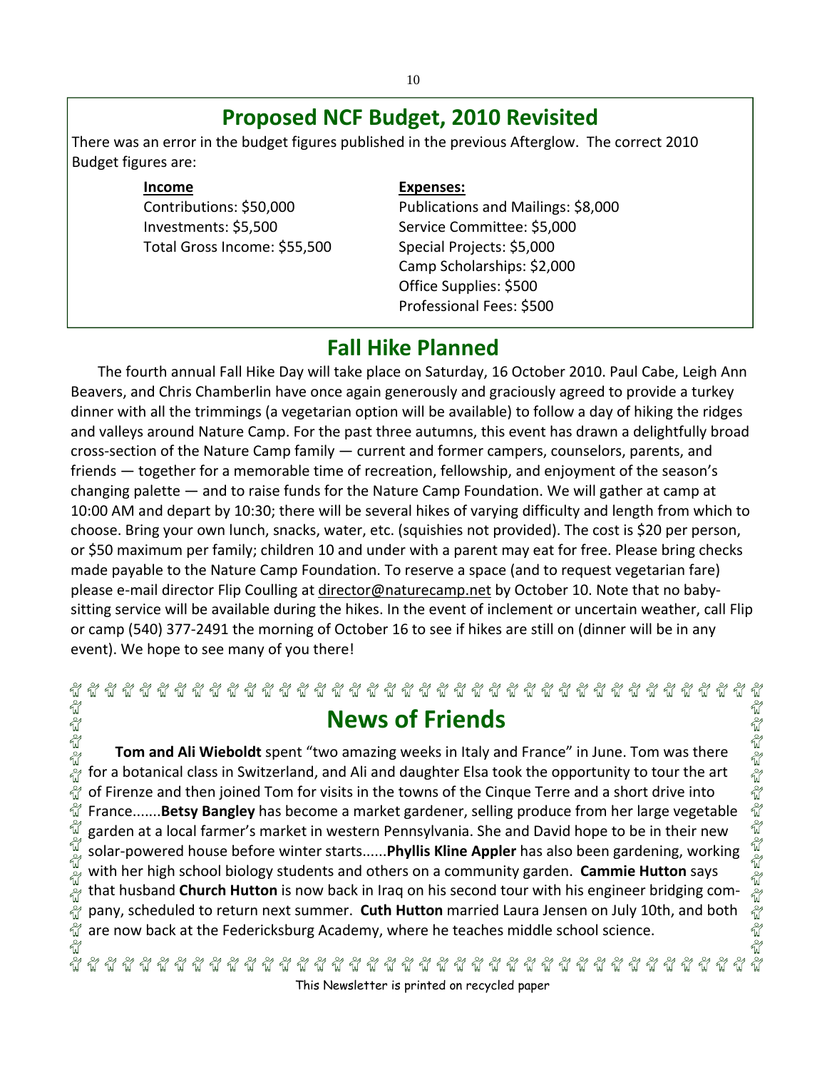## Proposed NCF Budget, 2010 Revisited

There was an error in the budget figures published in the previous Afterglow. The correct 2010 Budget figures are:

**Income**

Contributions: $50,000
Investments: $5,500
Total Gross Income: $55,500

**Expenses:**

Publications and Mailings: $8,000
Service Committee: $5,000
Special Projects: $5,000
Camp Scholarships: $2,000
Office Supplies: $500
Professional Fees: $500

## Fall Hike Planned

The fourth annual Fall Hike Day will take place on Saturday, 16 October 2010. Paul Cabe, Leigh Ann Beavers, and Chris Chamberlin have once again generously and graciously agreed to provide a turkey dinner with all the trimmings (a vegetarian option will be available) to follow a day of hiking the ridges and valleys around Nature Camp. For the past three autumns, this event has drawn a delightfully broad cross-section of the Nature Camp family — current and former campers, counselors, parents, and friends — together for a memorable time of recreation, fellowship, and enjoyment of the season's changing palette — and to raise funds for the Nature Camp Foundation. We will gather at camp at 10:00 AM and depart by 10:30; there will be several hikes of varying difficulty and length from which to choose. Bring your own lunch, snacks, water, etc. (squishies not provided). The cost is $20 per person, or $50 maximum per family; children 10 and under with a parent may eat for free. Please bring checks made payable to the Nature Camp Foundation. To reserve a space (and to request vegetarian fare) please e-mail director Flip Coulling at director@naturecamp.net by October 10. Note that no baby-sitting service will be available during the hikes. In the event of inclement or uncertain weather, call Flip or camp (540) 377-2491 the morning of October 16 to see if hikes are still on (dinner will be in any event). We hope to see many of you there!

## News of Friends

**Tom and Ali Wieboldt** spent "two amazing weeks in Italy and France" in June. Tom was there for a botanical class in Switzerland, and Ali and daughter Elsa took the opportunity to tour the art of Firenze and then joined Tom for visits in the towns of the Cinque Terre and a short drive into France.......**Betsy Bangley** has become a market gardener, selling produce from her large vegetable garden at a local farmer's market in western Pennsylvania. She and David hope to be in their new solar-powered house before winter starts......**Phyllis Kline Appler** has also been gardening, working with her high school biology students and others on a community garden. **Cammie Hutton** says that husband **Church Hutton** is now back in Iraq on his second tour with his engineer bridging company, scheduled to return next summer. **Cuth Hutton** married Laura Jensen on July 10th, and both are now back at the Federicksburg Academy, where he teaches middle school science.

This Newsletter is printed on recycled paper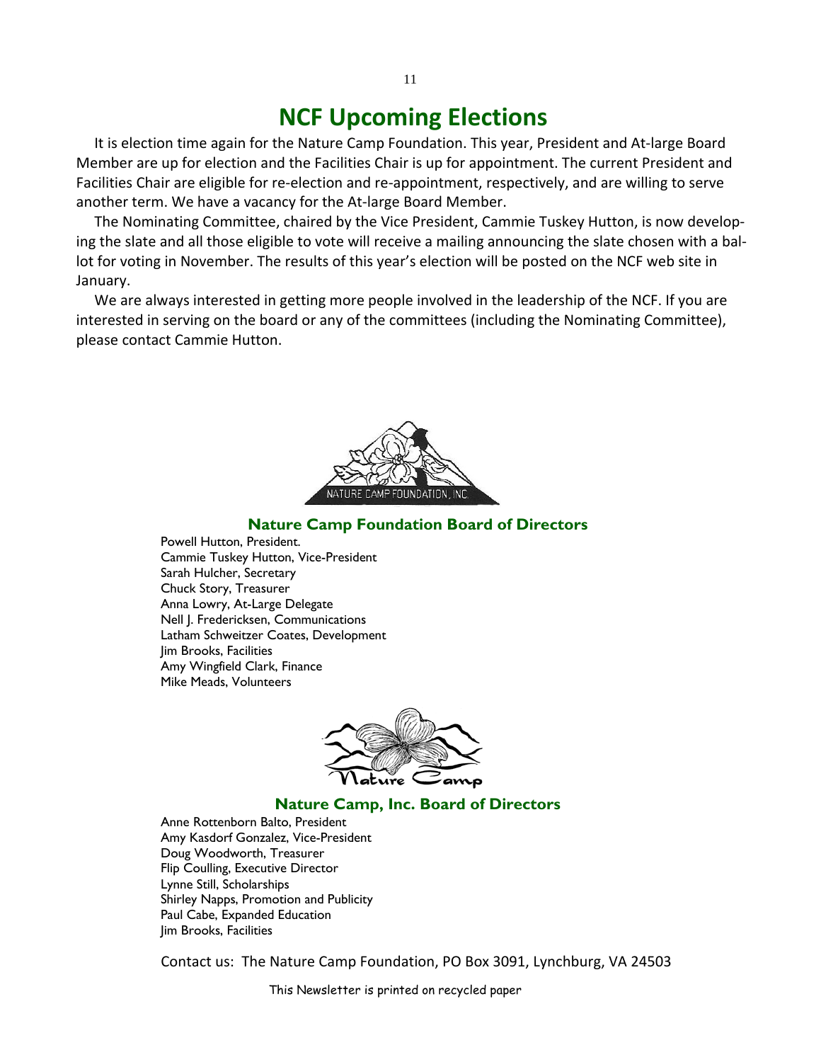# NCF Upcoming Elections

It is election time again for the Nature Camp Foundation. This year, President and At-large Board Member are up for election and the Facilities Chair is up for appointment. The current President and Facilities Chair are eligible for re-election and re-appointment, respectively, and are willing to serve another term. We have a vacancy for the At-large Board Member.

The Nominating Committee, chaired by the Vice President, Cammie Tuskey Hutton, is now developing the slate and all those eligible to vote will receive a mailing announcing the slate chosen with a ballot for voting in November. The results of this year's election will be posted on the NCF web site in January.

We are always interested in getting more people involved in the leadership of the NCF. If you are interested in serving on the board or any of the committees (including the Nominating Committee), please contact Cammie Hutton.

NATURE CAMP FOUNDATION, INC.

## Nature Camp Foundation Board of Directors

Powell Hutton, President.
Cammie Tuskey Hutton, Vice-President
Sarah Hulcher, Secretary
Chuck Story, Treasurer
Anna Lowry, At-Large Delegate
Nell J. Fredericksen, Communications
Latham Schweitzer Coates, Development
Jim Brooks, Facilities
Amy Wingfield Clark, Finance
Mike Meads, Volunteers

Nature Camp

## Nature Camp, Inc. Board of Directors

Anne Rottenborn Balto, President
Amy Kasdorf Gonzalez, Vice-President
Doug Woodworth, Treasurer
Flip Coulling, Executive Director
Lynne Still, Scholarships
Shirley Napps, Promotion and Publicity
Paul Cabe, Expanded Education
Jim Brooks, Facilities

Contact us: The Nature Camp Foundation, PO Box 3091, Lynchburg, VA 24503

This Newsletter is printed on recycled paper